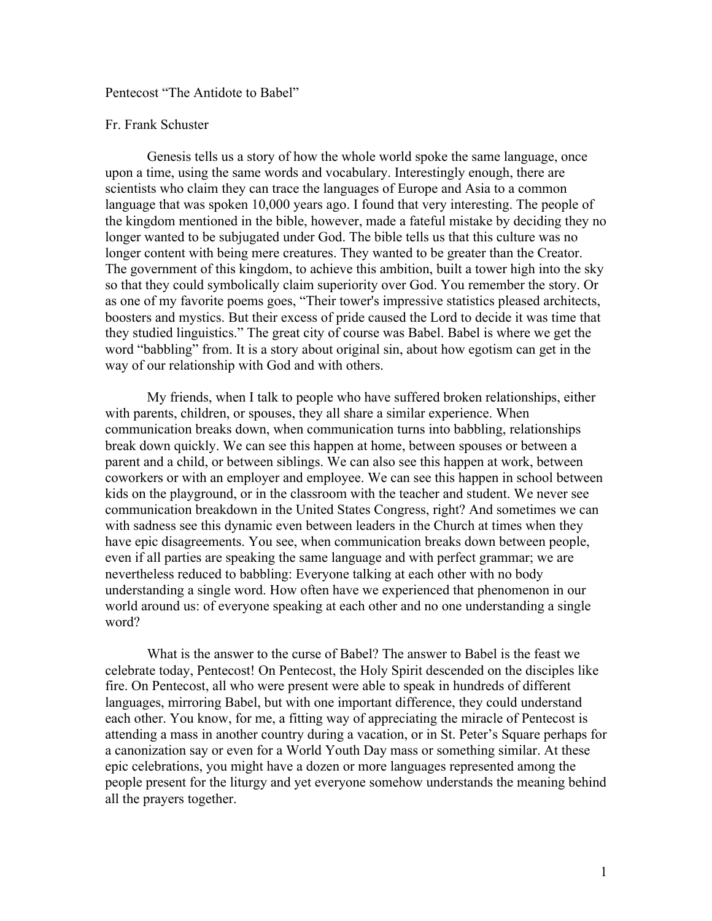# Pentecost "The Antidote to Babel"

Fr. Frank Schuster

Genesis tells us a story of how the whole world spoke the same language, once upon a time, using the same words and vocabulary. Interestingly enough, there are scientists who claim they can trace the languages of Europe and Asia to a common language that was spoken 10,000 years ago. I found that very interesting. The people of the kingdom mentioned in the bible, however, made a fateful mistake by deciding they no longer wanted to be subjugated under God. The bible tells us that this culture was no longer content with being mere creatures. They wanted to be greater than the Creator. The government of this kingdom, to achieve this ambition, built a tower high into the sky so that they could symbolically claim superiority over God. You remember the story. Or as one of my favorite poems goes, "Their tower's impressive statistics pleased architects, boosters and mystics. But their excess of pride caused the Lord to decide it was time that they studied linguistics." The great city of course was Babel. Babel is where we get the word "babbling" from. It is a story about original sin, about how egotism can get in the way of our relationship with God and with others.

My friends, when I talk to people who have suffered broken relationships, either with parents, children, or spouses, they all share a similar experience. When communication breaks down, when communication turns into babbling, relationships break down quickly. We can see this happen at home, between spouses or between a parent and a child, or between siblings. We can also see this happen at work, between coworkers or with an employer and employee. We can see this happen in school between kids on the playground, or in the classroom with the teacher and student. We never see communication breakdown in the United States Congress, right? And sometimes we can with sadness see this dynamic even between leaders in the Church at times when they have epic disagreements. You see, when communication breaks down between people, even if all parties are speaking the same language and with perfect grammar; we are nevertheless reduced to babbling: Everyone talking at each other with no body understanding a single word. How often have we experienced that phenomenon in our world around us: of everyone speaking at each other and no one understanding a single word?

What is the answer to the curse of Babel? The answer to Babel is the feast we celebrate today, Pentecost! On Pentecost, the Holy Spirit descended on the disciples like fire. On Pentecost, all who were present were able to speak in hundreds of different languages, mirroring Babel, but with one important difference, they could understand each other. You know, for me, a fitting way of appreciating the miracle of Pentecost is attending a mass in another country during a vacation, or in St. Peter's Square perhaps for a canonization say or even for a World Youth Day mass or something similar. At these epic celebrations, you might have a dozen or more languages represented among the people present for the liturgy and yet everyone somehow understands the meaning behind all the prayers together.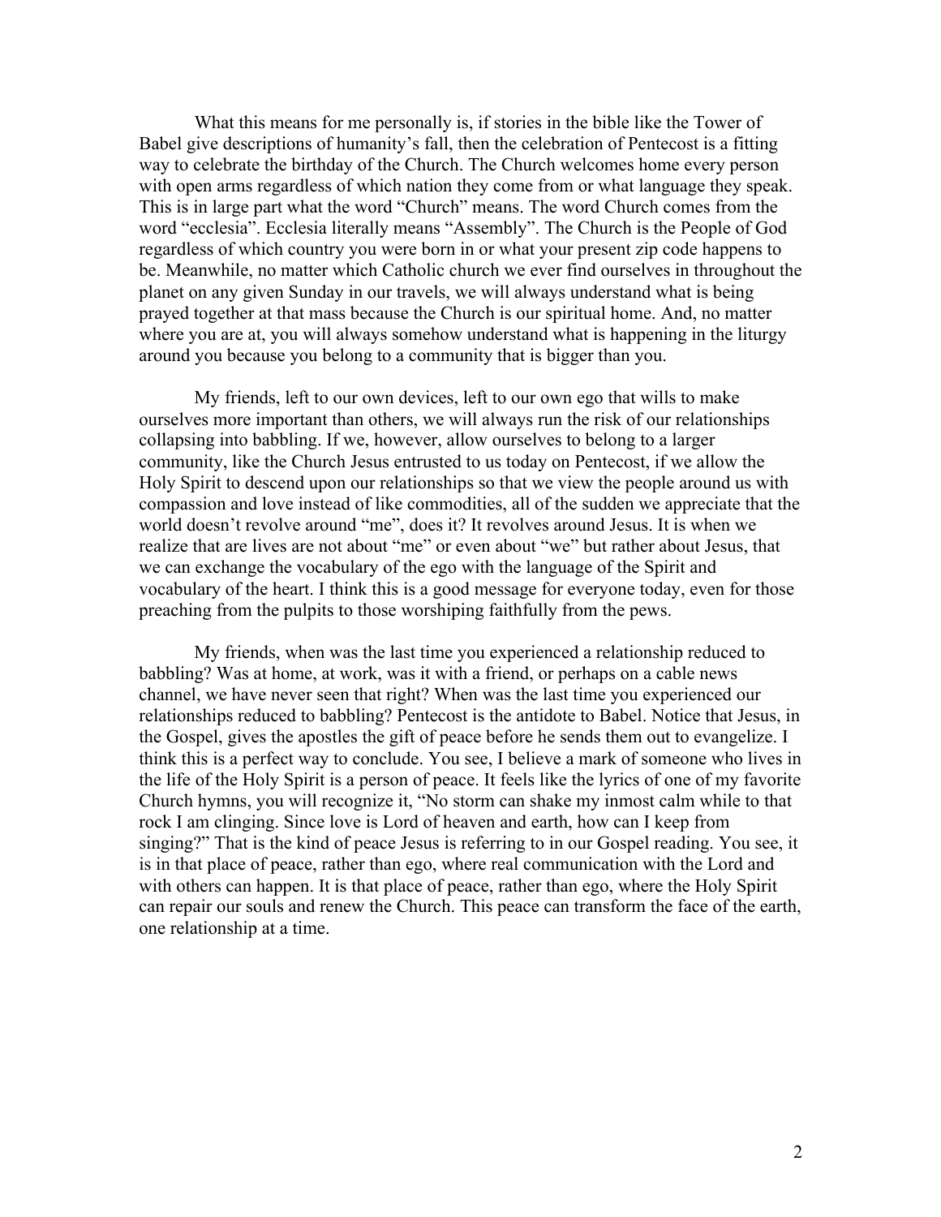What this means for me personally is, if stories in the bible like the Tower of Babel give descriptions of humanity's fall, then the celebration of Pentecost is a fitting way to celebrate the birthday of the Church. The Church welcomes home every person with open arms regardless of which nation they come from or what language they speak. This is in large part what the word "Church" means. The word Church comes from the word "ecclesia". Ecclesia literally means "Assembly". The Church is the People of God regardless of which country you were born in or what your present zip code happens to be. Meanwhile, no matter which Catholic church we ever find ourselves in throughout the planet on any given Sunday in our travels, we will always understand what is being prayed together at that mass because the Church is our spiritual home. And, no matter where you are at, you will always somehow understand what is happening in the liturgy around you because you belong to a community that is bigger than you.

My friends, left to our own devices, left to our own ego that wills to make ourselves more important than others, we will always run the risk of our relationships collapsing into babbling. If we, however, allow ourselves to belong to a larger community, like the Church Jesus entrusted to us today on Pentecost, if we allow the Holy Spirit to descend upon our relationships so that we view the people around us with compassion and love instead of like commodities, all of the sudden we appreciate that the world doesn't revolve around "me", does it? It revolves around Jesus. It is when we realize that are lives are not about "me" or even about "we" but rather about Jesus, that we can exchange the vocabulary of the ego with the language of the Spirit and vocabulary of the heart. I think this is a good message for everyone today, even for those preaching from the pulpits to those worshiping faithfully from the pews.

My friends, when was the last time you experienced a relationship reduced to babbling? Was at home, at work, was it with a friend, or perhaps on a cable news channel, we have never seen that right? When was the last time you experienced our relationships reduced to babbling? Pentecost is the antidote to Babel. Notice that Jesus, in the Gospel, gives the apostles the gift of peace before he sends them out to evangelize. I think this is a perfect way to conclude. You see, I believe a mark of someone who lives in the life of the Holy Spirit is a person of peace. It feels like the lyrics of one of my favorite Church hymns, you will recognize it, "No storm can shake my inmost calm while to that rock I am clinging. Since love is Lord of heaven and earth, how can I keep from singing?" That is the kind of peace Jesus is referring to in our Gospel reading. You see, it is in that place of peace, rather than ego, where real communication with the Lord and with others can happen. It is that place of peace, rather than ego, where the Holy Spirit can repair our souls and renew the Church. This peace can transform the face of the earth, one relationship at a time.